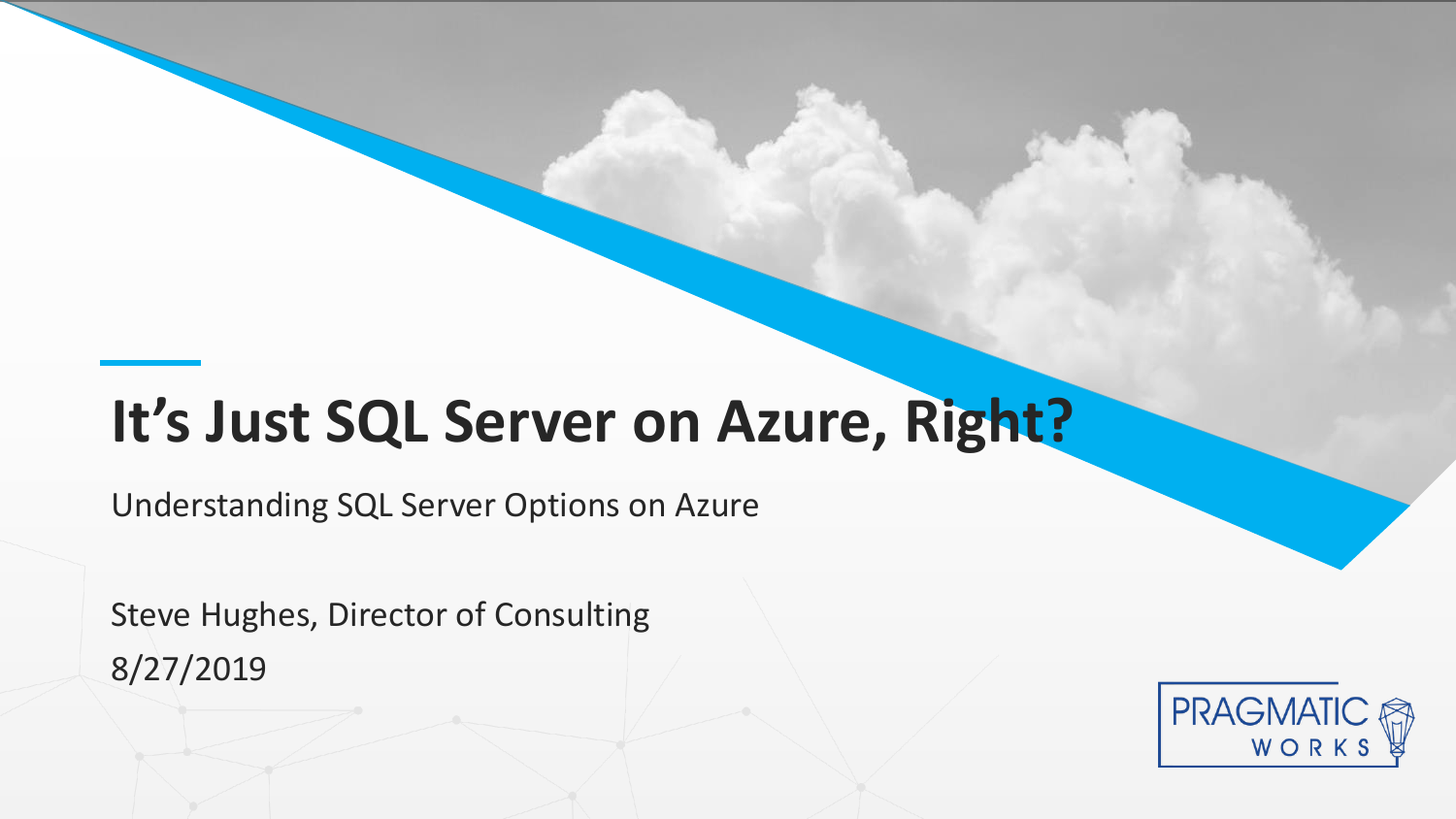# It's Just SQL Server on Azure, Right?

Understanding SQL Server Options on Azure

Steve Hughes, Director of Consulting

8/27/2019

PRAGMATIC WORKS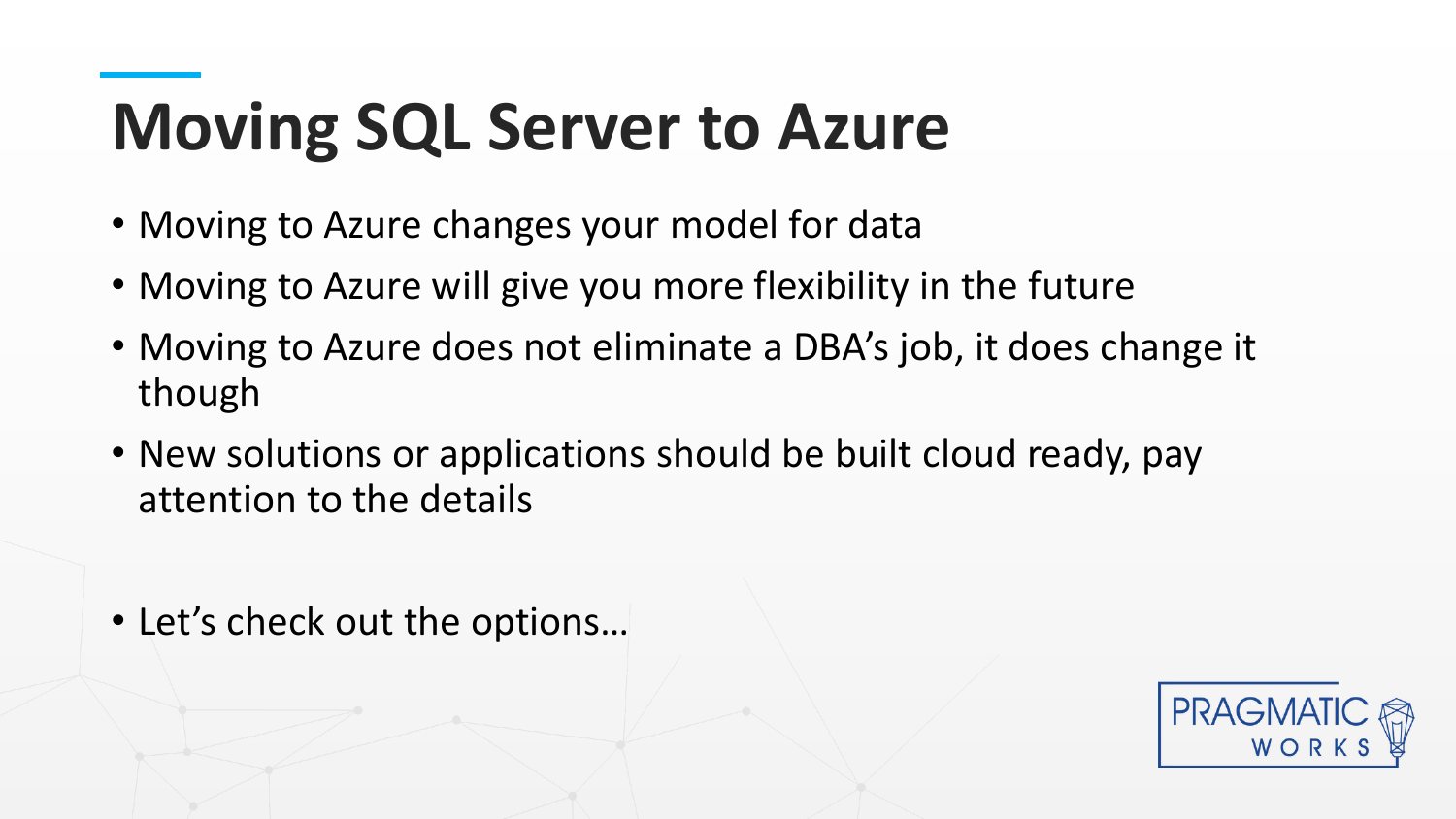# Moving SQL Server to Azure

- Moving to Azure changes your model for data
- Moving to Azure will give you more flexibility in the future
- Moving to Azure does not eliminate a DBA's job, it does change it though
- New solutions or applications should be built cloud ready, pay attention to the details

- Let's check out the options…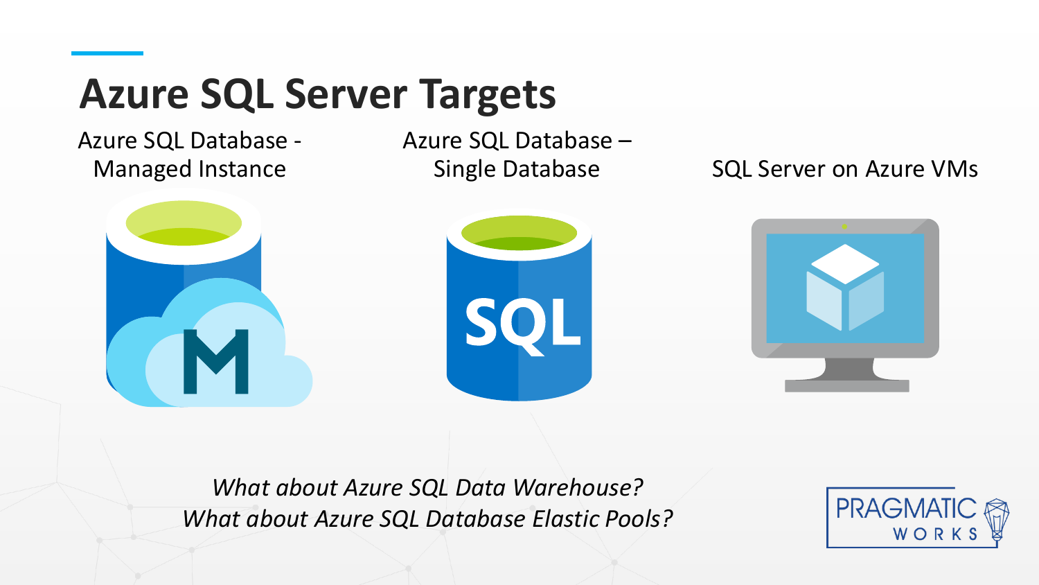# Azure SQL Server Targets

Azure SQL Database - Managed Instance

Azure SQL Database – Single Database

SQL Server on Azure VMs

*What about Azure SQL Data Warehouse?*
*What about Azure SQL Database Elastic Pools?*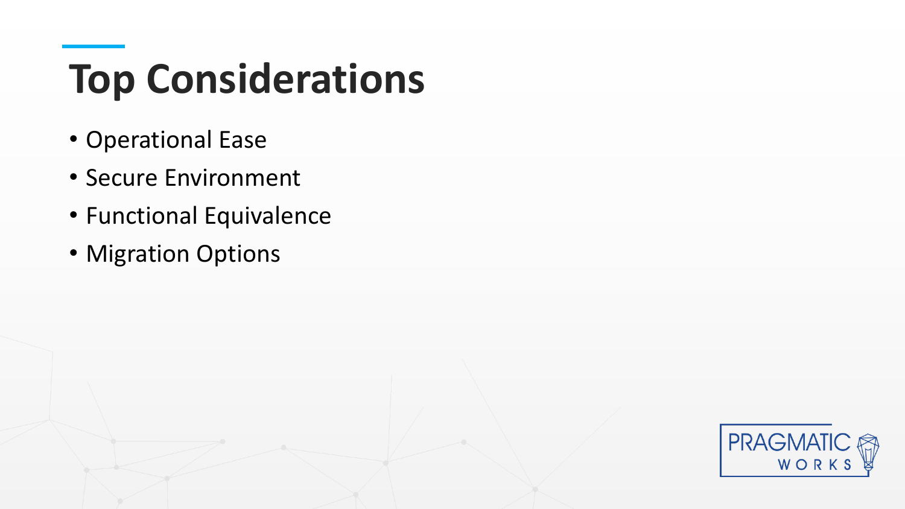# Top Considerations

- Operational Ease
- Secure Environment
- Functional Equivalence
- Migration Options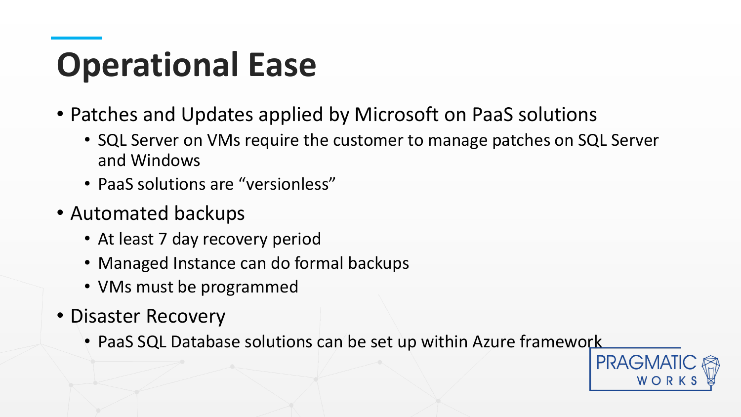# Operational Ease

- Patches and Updates applied by Microsoft on PaaS solutions
  - SQL Server on VMs require the customer to manage patches on SQL Server and Windows
  - PaaS solutions are “versionless”
- Automated backups
  - At least 7 day recovery period
  - Managed Instance can do formal backups
  - VMs must be programmed
- Disaster Recovery
  - PaaS SQL Database solutions can be set up within Azure framework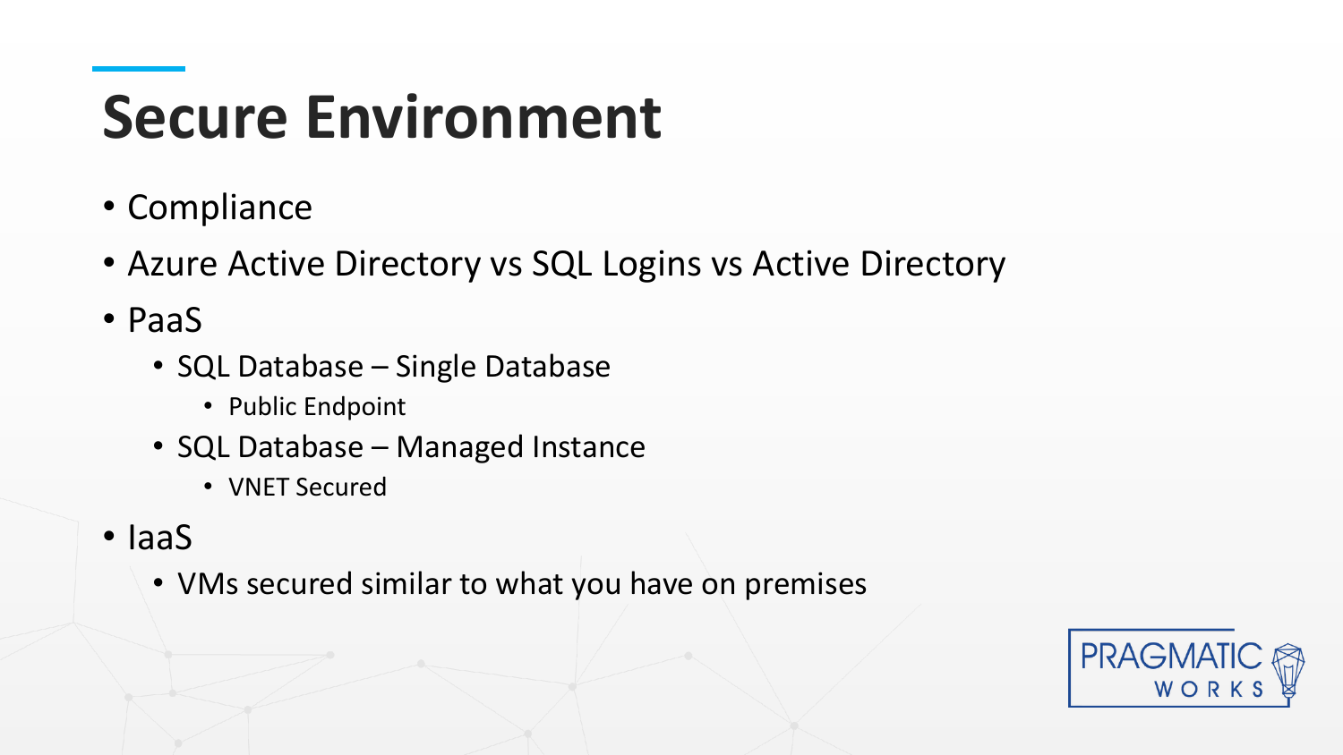# Secure Environment

- Compliance
- Azure Active Directory vs SQL Logins vs Active Directory
- PaaS
  - SQL Database – Single Database
    - Public Endpoint
  - SQL Database – Managed Instance
    - VNET Secured
- IaaS
  - VMs secured similar to what you have on premises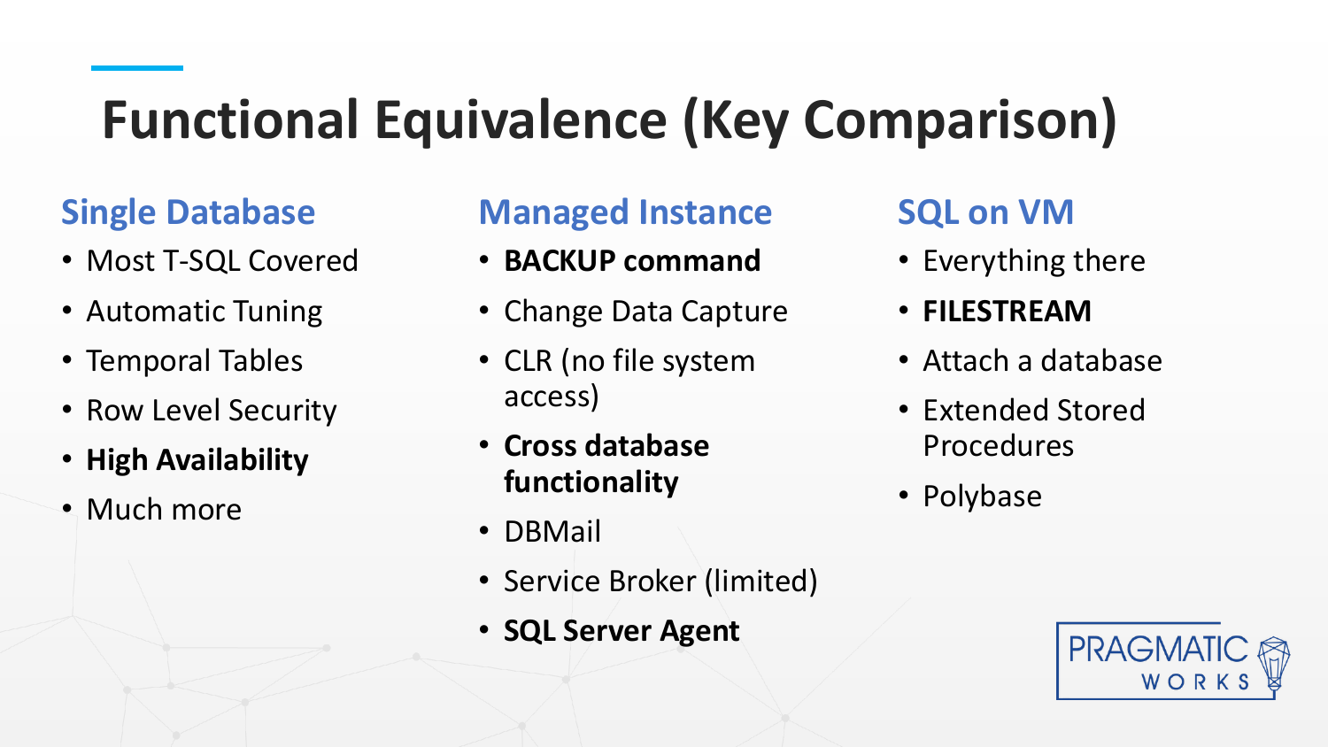# Functional Equivalence (Key Comparison)

## Single Database

- Most T-SQL Covered
- Automatic Tuning
- Temporal Tables
- Row Level Security
- **High Availability**
- Much more

## Managed Instance

- **BACKUP command**
- Change Data Capture
- CLR (no file system access)
- **Cross database functionality**
- DBMail
- Service Broker (limited)
- **SQL Server Agent**

## SQL on VM

- Everything there
- **FILESTREAM**
- Attach a database
- Extended Stored Procedures
- Polybase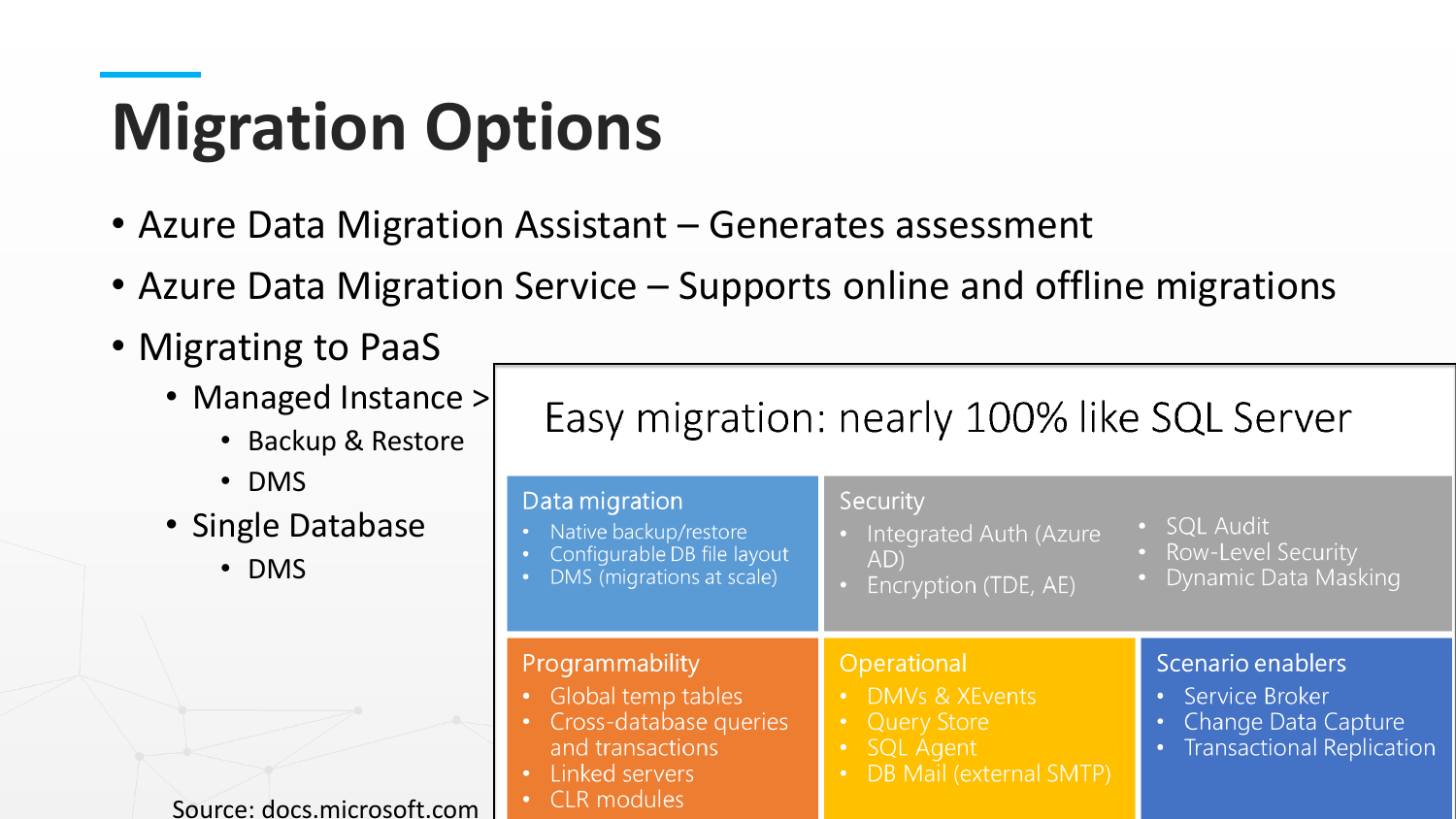# Migration Options

- Azure Data Migration Assistant – Generates assessment
- Azure Data Migration Service – Supports online and offline migrations
- Migrating to PaaS
  - Managed Instance >
    - Backup & Restore
    - DMS
  - Single Database
    - DMS

## Easy migration: nearly 100% like SQL Server

**Data migration**
- Native backup/restore
- Configurable DB file layout
- DMS (migrations at scale)

**Security**
- Integrated Auth (Azure AD)
- Encryption (TDE, AE)
- SQL Audit
- Row-Level Security
- Dynamic Data Masking

**Programmability**
- Global temp tables
- Cross-database queries and transactions
- Linked servers
- CLR modules

**Operational**
- DMVs & XEvents
- Query Store
- SQL Agent
- DB Mail (external SMTP)

**Scenario enablers**
- Service Broker
- Change Data Capture
- Transactional Replication

Source: docs.microsoft.com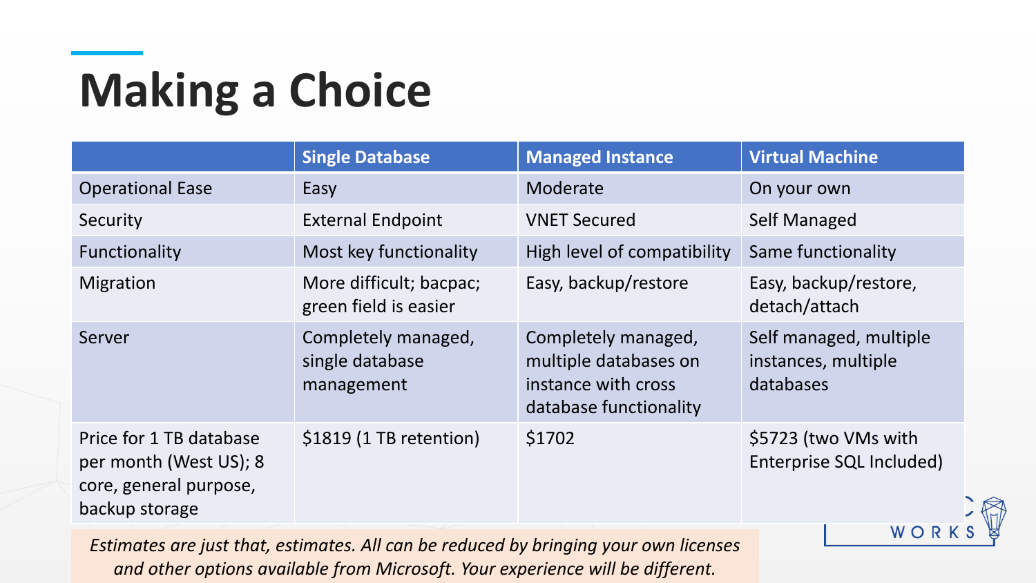# Making a Choice

| | Single Database | Managed Instance | Virtual Machine |
|---|---|---|---|
| Operational Ease | Easy | Moderate | On your own |
| Security | External Endpoint | VNET Secured | Self Managed |
| Functionality | Most key functionality | High level of compatibility | Same functionality |
| Migration | More difficult; bacpac; green field is easier | Easy, backup/restore | Easy, backup/restore, detach/attach |
| Server | Completely managed, single database management | Completely managed, multiple databases on instance with cross database functionality | Self managed, multiple instances, multiple databases |
| Price for 1 TB database per month (West US); 8 core, general purpose, backup storage | $1819 (1 TB retention) | $1702 | $5723 (two VMs with Enterprise SQL Included) |

*Estimates are just that, estimates. All can be reduced by bringing your own licenses and other options available from Microsoft. Your experience will be different.*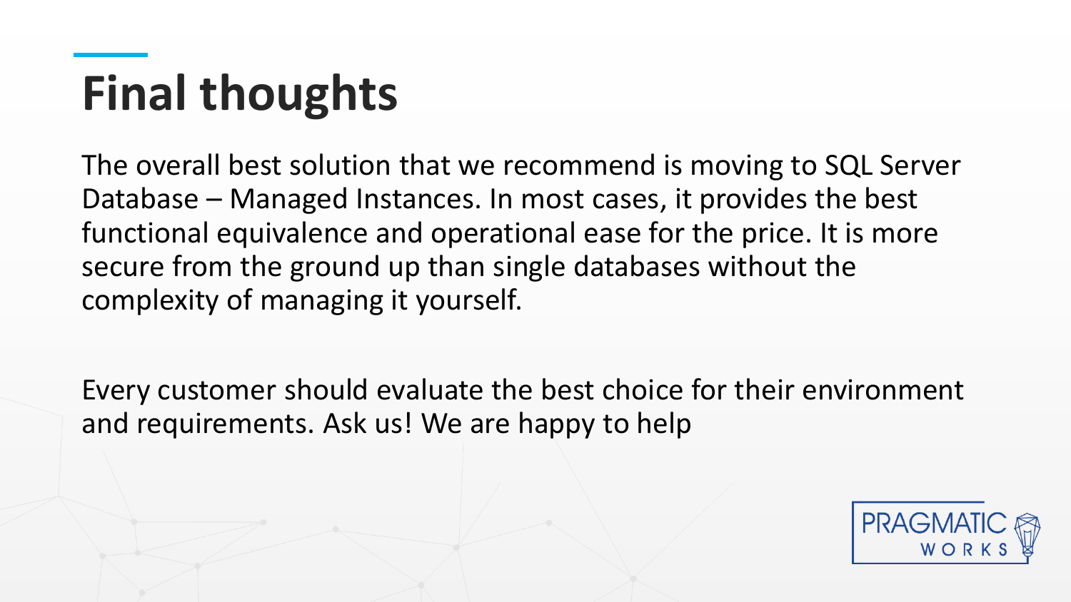# Final thoughts

The overall best solution that we recommend is moving to SQL Server Database – Managed Instances. In most cases, it provides the best functional equivalence and operational ease for the price. It is more secure from the ground up than single databases without the complexity of managing it yourself.

Every customer should evaluate the best choice for their environment and requirements. Ask us! We are happy to help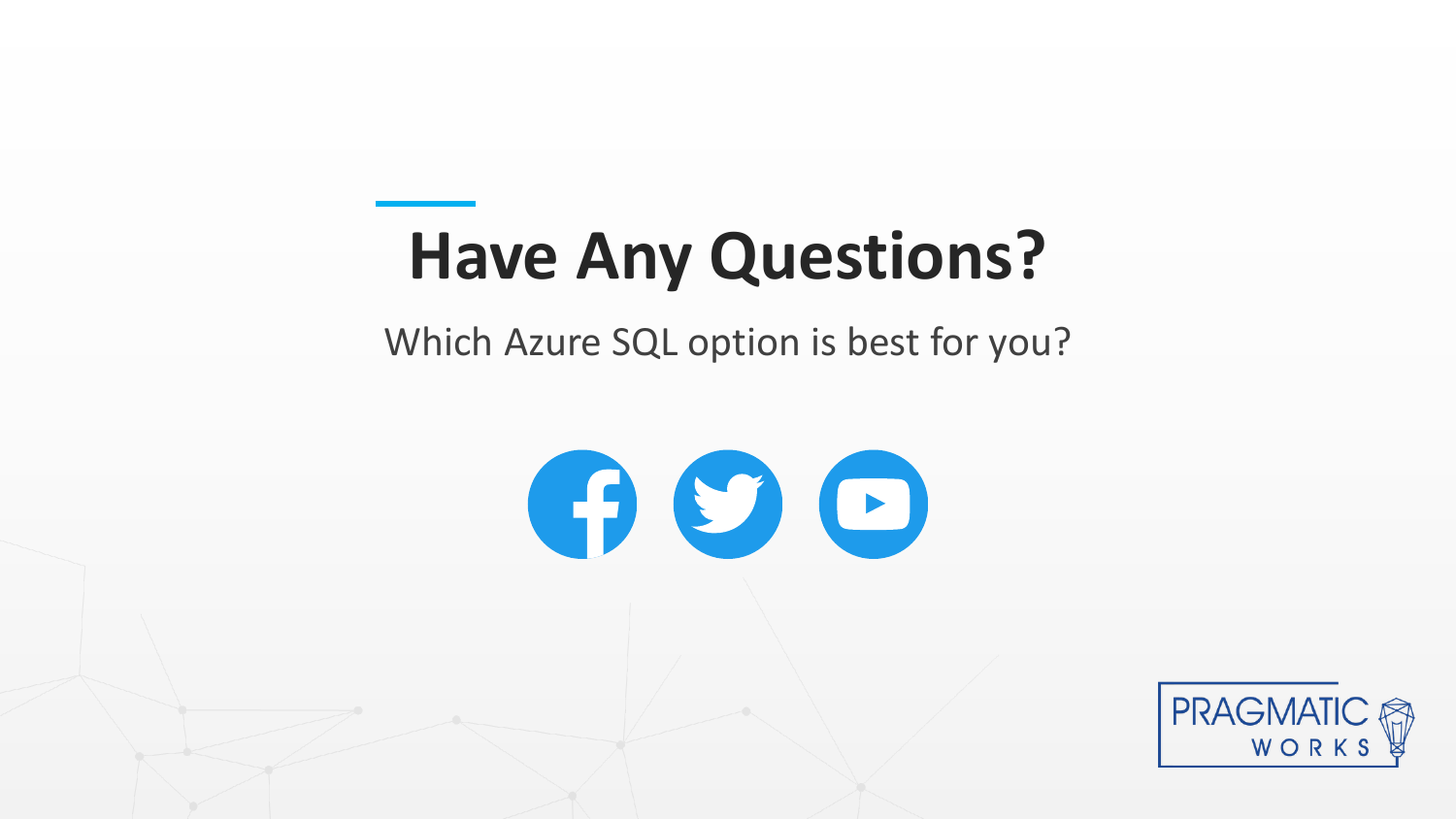# Have Any Questions?

Which Azure SQL option is best for you?

PRAGMATIC WORKS